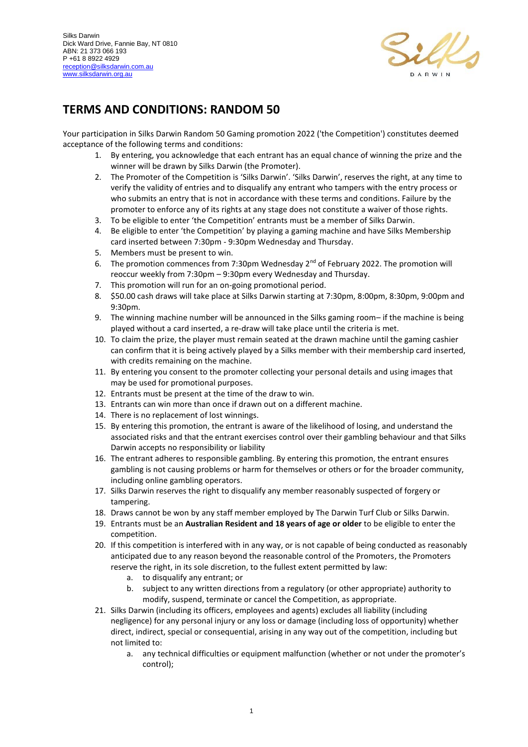Silks Darwin
Dick Ward Drive, Fannie Bay, NT 0810
ABN: 21 373 066 193
P +61 8 8922 4929
reception@silksdarwin.com.au
www.silksdarwin.org.au

# TERMS AND CONDITIONS: RANDOM 50

Your participation in Silks Darwin Random 50 Gaming promotion 2022 ('the Competition') constitutes deemed acceptance of the following terms and conditions:

1. By entering, you acknowledge that each entrant has an equal chance of winning the prize and the winner will be drawn by Silks Darwin (the Promoter).
2. The Promoter of the Competition is 'Silks Darwin'. 'Silks Darwin', reserves the right, at any time to verify the validity of entries and to disqualify any entrant who tampers with the entry process or who submits an entry that is not in accordance with these terms and conditions. Failure by the promoter to enforce any of its rights at any stage does not constitute a waiver of those rights.
3. To be eligible to enter 'the Competition' entrants must be a member of Silks Darwin.
4. Be eligible to enter 'the Competition' by playing a gaming machine and have Silks Membership card inserted between 7:30pm - 9:30pm Wednesday and Thursday.
5. Members must be present to win.
6. The promotion commences from 7:30pm Wednesday 2nd of February 2022. The promotion will reoccur weekly from 7:30pm – 9:30pm every Wednesday and Thursday.
7. This promotion will run for an on-going promotional period.
8. $50.00 cash draws will take place at Silks Darwin starting at 7:30pm, 8:00pm, 8:30pm, 9:00pm and 9:30pm.
9. The winning machine number will be announced in the Silks gaming room– if the machine is being played without a card inserted, a re-draw will take place until the criteria is met.
10. To claim the prize, the player must remain seated at the drawn machine until the gaming cashier can confirm that it is being actively played by a Silks member with their membership card inserted, with credits remaining on the machine.
11. By entering you consent to the promoter collecting your personal details and using images that may be used for promotional purposes.
12. Entrants must be present at the time of the draw to win.
13. Entrants can win more than once if drawn out on a different machine.
14. There is no replacement of lost winnings.
15. By entering this promotion, the entrant is aware of the likelihood of losing, and understand the associated risks and that the entrant exercises control over their gambling behaviour and that Silks Darwin accepts no responsibility or liability
16. The entrant adheres to responsible gambling. By entering this promotion, the entrant ensures gambling is not causing problems or harm for themselves or others or for the broader community, including online gambling operators.
17. Silks Darwin reserves the right to disqualify any member reasonably suspected of forgery or tampering.
18. Draws cannot be won by any staff member employed by The Darwin Turf Club or Silks Darwin.
19. Entrants must be an **Australian Resident and 18 years of age or older** to be eligible to enter the competition.
20. If this competition is interfered with in any way, or is not capable of being conducted as reasonably anticipated due to any reason beyond the reasonable control of the Promoters, the Promoters reserve the right, in its sole discretion, to the fullest extent permitted by law:
    a. to disqualify any entrant; or
    b. subject to any written directions from a regulatory (or other appropriate) authority to modify, suspend, terminate or cancel the Competition, as appropriate.
21. Silks Darwin (including its officers, employees and agents) excludes all liability (including negligence) for any personal injury or any loss or damage (including loss of opportunity) whether direct, indirect, special or consequential, arising in any way out of the competition, including but not limited to:
    a. any technical difficulties or equipment malfunction (whether or not under the promoter's control);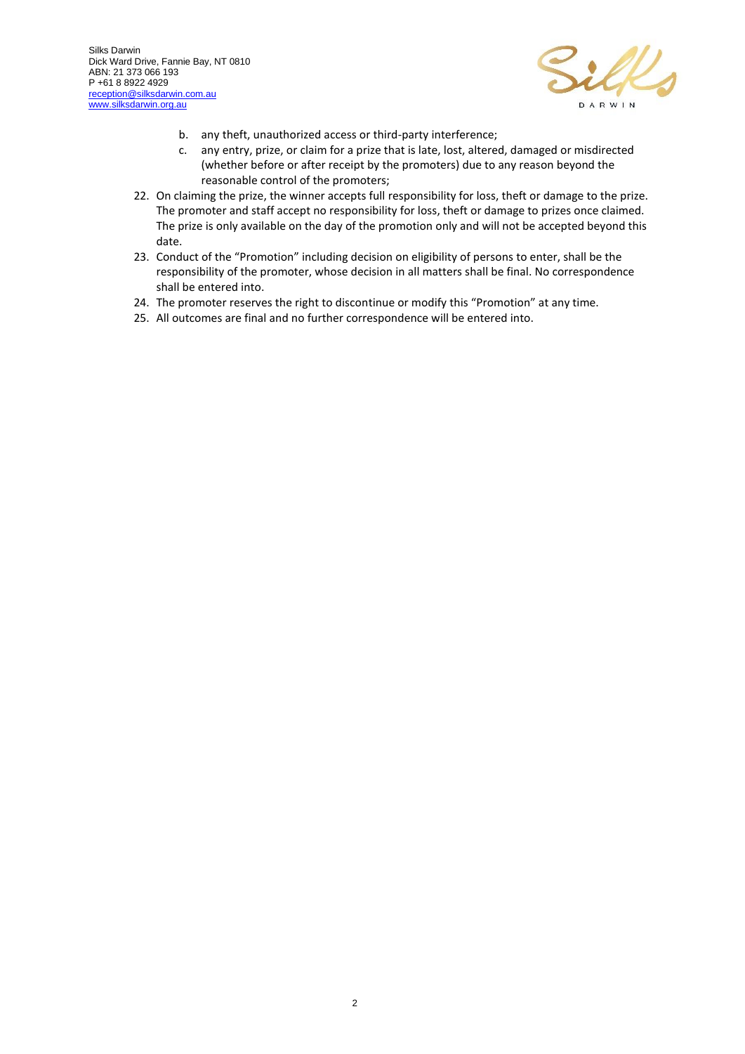b. any theft, unauthorized access or third-party interference;
c. any entry, prize, or claim for a prize that is late, lost, altered, damaged or misdirected (whether before or after receipt by the promoters) due to any reason beyond the reasonable control of the promoters;

22. On claiming the prize, the winner accepts full responsibility for loss, theft or damage to the prize. The promoter and staff accept no responsibility for loss, theft or damage to prizes once claimed. The prize is only available on the day of the promotion only and will not be accepted beyond this date.
23. Conduct of the "Promotion" including decision on eligibility of persons to enter, shall be the responsibility of the promoter, whose decision in all matters shall be final. No correspondence shall be entered into.
24. The promoter reserves the right to discontinue or modify this "Promotion" at any time.
25. All outcomes are final and no further correspondence will be entered into.